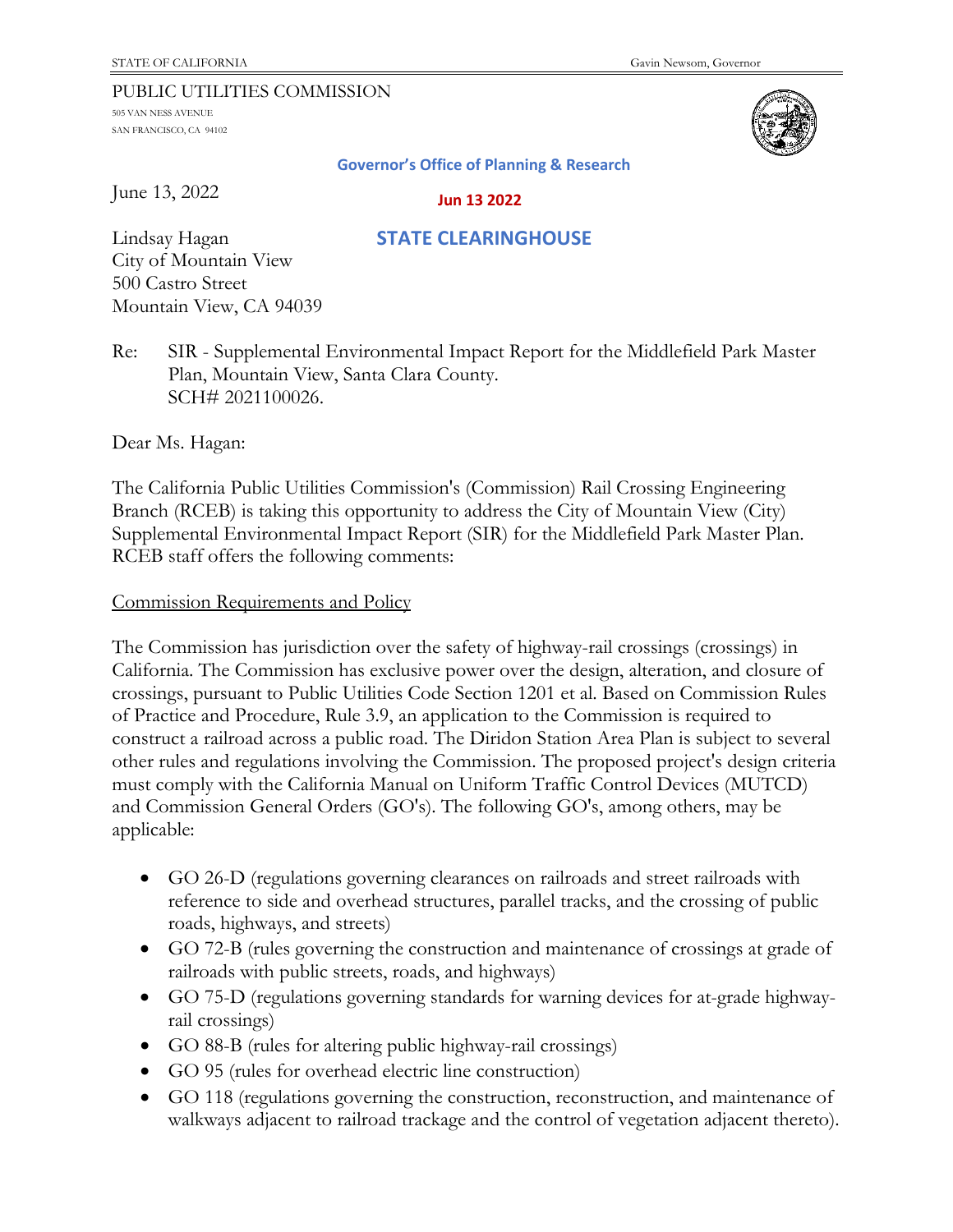STATE OF CALIFORNIA Gavin Newsom, Governor

PUBLIC UTILITIES COMMISSION
505 VAN NESS AVENUE
SAN FRANCISCO, CA 94102

**Governor's Office of Planning & Research**

**Jun 13 2022**

**STATE CLEARINGHOUSE**

June 13, 2022

Lindsay Hagan
City of Mountain View
500 Castro Street
Mountain View, CA 94039

Re: SIR - Supplemental Environmental Impact Report for the Middlefield Park Master Plan, Mountain View, Santa Clara County.
SCH# 2021100026.

Dear Ms. Hagan:

The California Public Utilities Commission's (Commission) Rail Crossing Engineering Branch (RCEB) is taking this opportunity to address the City of Mountain View (City) Supplemental Environmental Impact Report (SIR) for the Middlefield Park Master Plan. RCEB staff offers the following comments:

Commission Requirements and Policy

The Commission has jurisdiction over the safety of highway-rail crossings (crossings) in California. The Commission has exclusive power over the design, alteration, and closure of crossings, pursuant to Public Utilities Code Section 1201 et al. Based on Commission Rules of Practice and Procedure, Rule 3.9, an application to the Commission is required to construct a railroad across a public road. The Diridon Station Area Plan is subject to several other rules and regulations involving the Commission. The proposed project's design criteria must comply with the California Manual on Uniform Traffic Control Devices (MUTCD) and Commission General Orders (GO's). The following GO's, among others, may be applicable:

- GO 26-D (regulations governing clearances on railroads and street railroads with reference to side and overhead structures, parallel tracks, and the crossing of public roads, highways, and streets)
- GO 72-B (rules governing the construction and maintenance of crossings at grade of railroads with public streets, roads, and highways)
- GO 75-D (regulations governing standards for warning devices for at-grade highway-rail crossings)
- GO 88-B (rules for altering public highway-rail crossings)
- GO 95 (rules for overhead electric line construction)
- GO 118 (regulations governing the construction, reconstruction, and maintenance of walkways adjacent to railroad trackage and the control of vegetation adjacent thereto).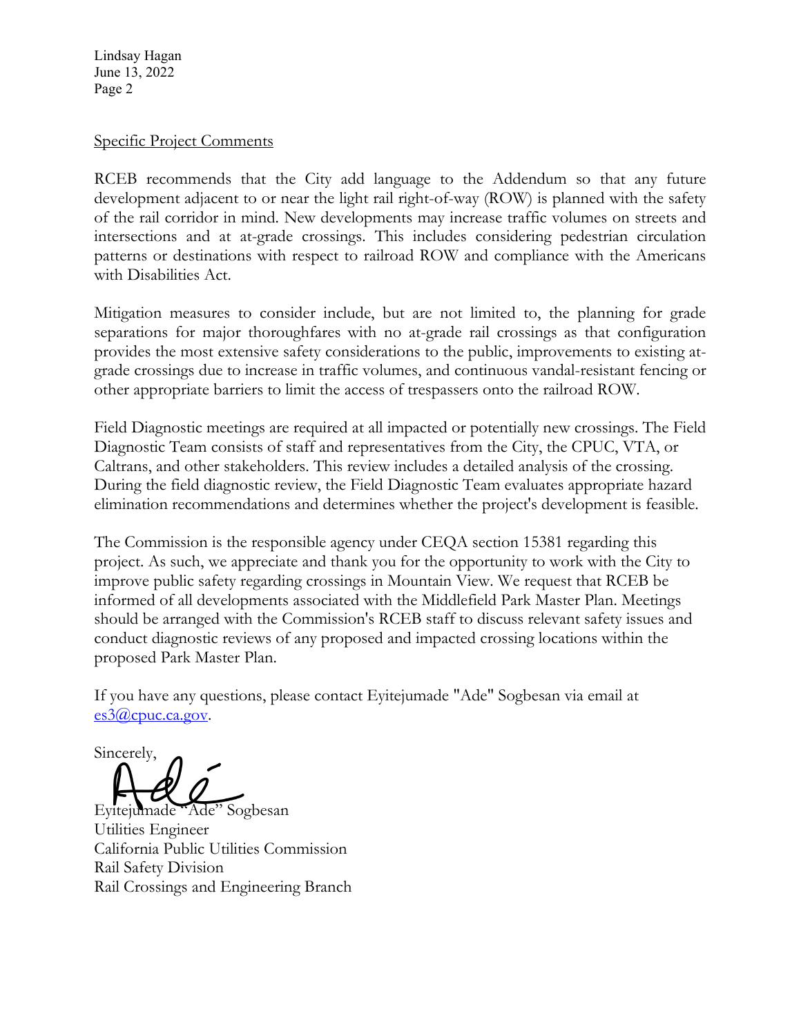Specific Project Comments

RCEB recommends that the City add language to the Addendum so that any future development adjacent to or near the light rail right-of-way (ROW) is planned with the safety of the rail corridor in mind. New developments may increase traffic volumes on streets and intersections and at at-grade crossings. This includes considering pedestrian circulation patterns or destinations with respect to railroad ROW and compliance with the Americans with Disabilities Act.

Mitigation measures to consider include, but are not limited to, the planning for grade separations for major thoroughfares with no at-grade rail crossings as that configuration provides the most extensive safety considerations to the public, improvements to existing at-grade crossings due to increase in traffic volumes, and continuous vandal-resistant fencing or other appropriate barriers to limit the access of trespassers onto the railroad ROW.

Field Diagnostic meetings are required at all impacted or potentially new crossings. The Field Diagnostic Team consists of staff and representatives from the City, the CPUC, VTA, or Caltrans, and other stakeholders. This review includes a detailed analysis of the crossing. During the field diagnostic review, the Field Diagnostic Team evaluates appropriate hazard elimination recommendations and determines whether the project's development is feasible.

The Commission is the responsible agency under CEQA section 15381 regarding this project. As such, we appreciate and thank you for the opportunity to work with the City to improve public safety regarding crossings in Mountain View. We request that RCEB be informed of all developments associated with the Middlefield Park Master Plan. Meetings should be arranged with the Commission's RCEB staff to discuss relevant safety issues and conduct diagnostic reviews of any proposed and impacted crossing locations within the proposed Park Master Plan.

If you have any questions, please contact Eyitejumade "Ade" Sogbesan via email at es3@cpuc.ca.gov.

Sincerely,

Eyitejumade "Ade" Sogbesan
Utilities Engineer
California Public Utilities Commission
Rail Safety Division
Rail Crossings and Engineering Branch